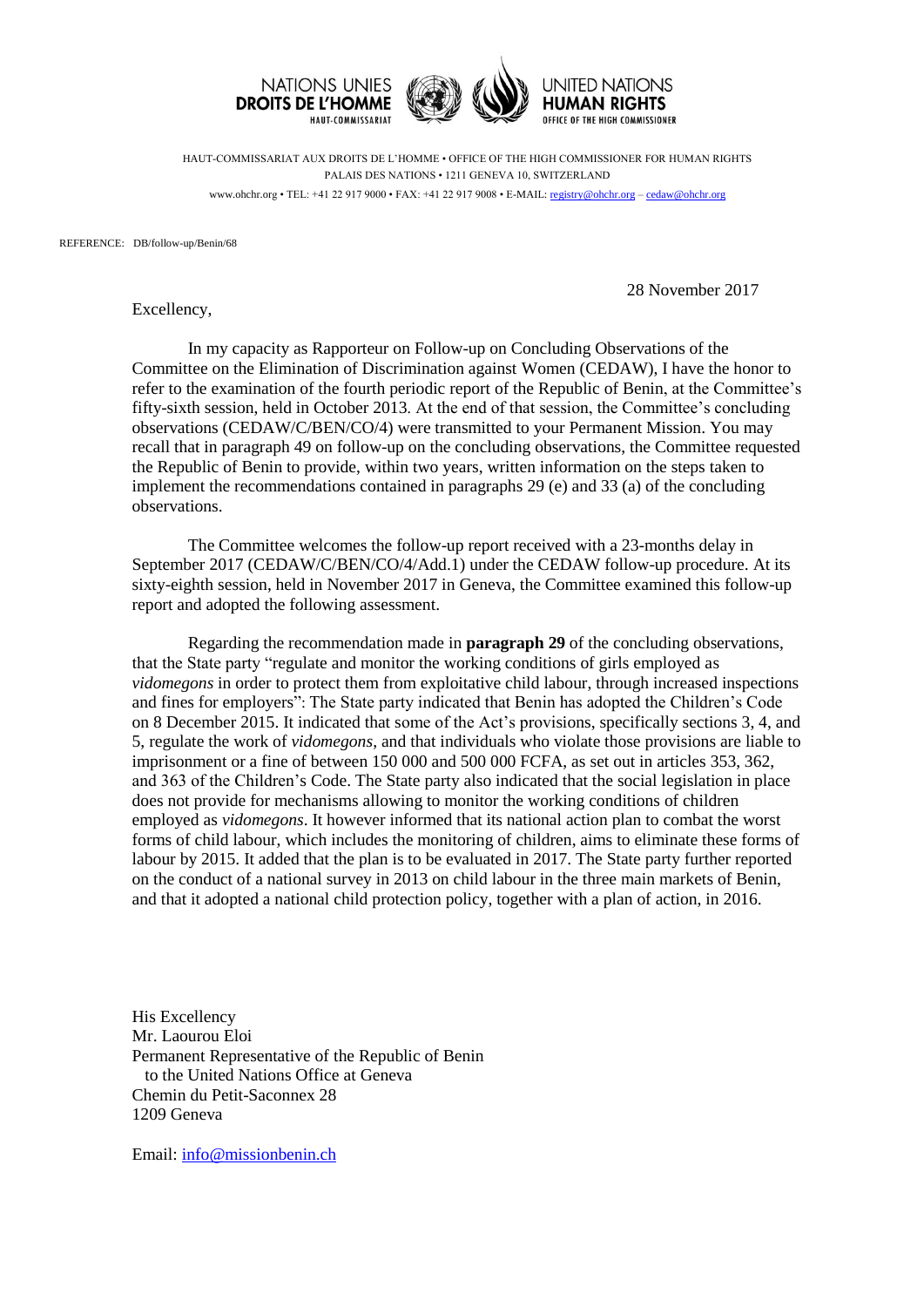NATIONS UNIES
**DROITS DE L'HOMME**
HAUT-COMMISSARIAT

UNITED NATIONS
**HUMAN RIGHTS**
OFFICE OF THE HIGH COMMISSIONER

HAUT-COMMISSARIAT AUX DROITS DE L'HOMME • OFFICE OF THE HIGH COMMISSIONER FOR HUMAN RIGHTS
PALAIS DES NATIONS • 1211 GENEVA 10, SWITZERLAND
www.ohchr.org • TEL: +41 22 917 9000 • FAX: +41 22 917 9008 • E-MAIL: registry@ohchr.org – cedaw@ohchr.org

REFERENCE: DB/follow-up/Benin/68

28 November 2017

Excellency,

In my capacity as Rapporteur on Follow-up on Concluding Observations of the Committee on the Elimination of Discrimination against Women (CEDAW), I have the honor to refer to the examination of the fourth periodic report of the Republic of Benin, at the Committee's fifty-sixth session, held in October 2013. At the end of that session, the Committee's concluding observations (CEDAW/C/BEN/CO/4) were transmitted to your Permanent Mission. You may recall that in paragraph 49 on follow-up on the concluding observations, the Committee requested the Republic of Benin to provide, within two years, written information on the steps taken to implement the recommendations contained in paragraphs 29 (e) and 33 (a) of the concluding observations.

The Committee welcomes the follow-up report received with a 23-months delay in September 2017 (CEDAW/C/BEN/CO/4/Add.1) under the CEDAW follow-up procedure. At its sixty-eighth session, held in November 2017 in Geneva, the Committee examined this follow-up report and adopted the following assessment.

Regarding the recommendation made in **paragraph 29** of the concluding observations, that the State party "regulate and monitor the working conditions of girls employed as *vidomegons* in order to protect them from exploitative child labour, through increased inspections and fines for employers": The State party indicated that Benin has adopted the Children's Code on 8 December 2015. It indicated that some of the Act's provisions, specifically sections 3, 4, and 5, regulate the work of *vidomegons*, and that individuals who violate those provisions are liable to imprisonment or a fine of between 150 000 and 500 000 FCFA, as set out in articles 353, 362, and 363 of the Children's Code. The State party also indicated that the social legislation in place does not provide for mechanisms allowing to monitor the working conditions of children employed as *vidomegons*. It however informed that its national action plan to combat the worst forms of child labour, which includes the monitoring of children, aims to eliminate these forms of labour by 2015. It added that the plan is to be evaluated in 2017. The State party further reported on the conduct of a national survey in 2013 on child labour in the three main markets of Benin, and that it adopted a national child protection policy, together with a plan of action, in 2016.

His Excellency
Mr. Laourou Eloi
Permanent Representative of the Republic of Benin
to the United Nations Office at Geneva
Chemin du Petit-Saconnex 28
1209 Geneva

Email: info@missionbenin.ch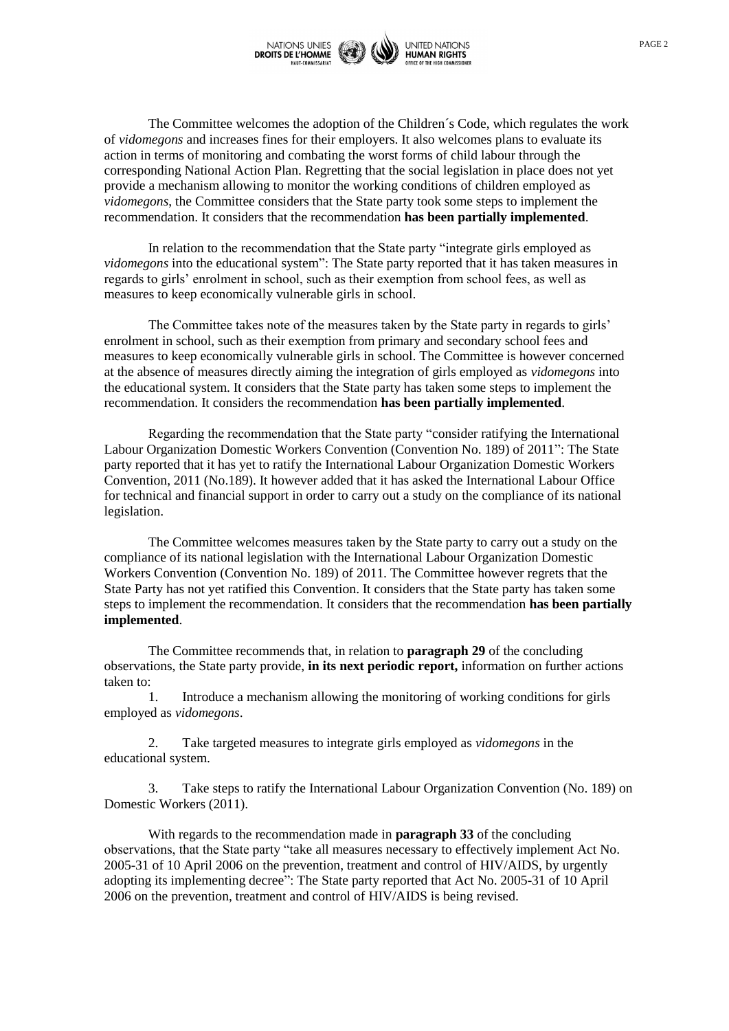The Committee welcomes the adoption of the Children´s Code, which regulates the work of *vidomegons* and increases fines for their employers. It also welcomes plans to evaluate its action in terms of monitoring and combating the worst forms of child labour through the corresponding National Action Plan. Regretting that the social legislation in place does not yet provide a mechanism allowing to monitor the working conditions of children employed as *vidomegons*, the Committee considers that the State party took some steps to implement the recommendation. It considers that the recommendation **has been partially implemented**.

In relation to the recommendation that the State party "integrate girls employed as *vidomegons* into the educational system": The State party reported that it has taken measures in regards to girls' enrolment in school, such as their exemption from school fees, as well as measures to keep economically vulnerable girls in school.

The Committee takes note of the measures taken by the State party in regards to girls' enrolment in school, such as their exemption from primary and secondary school fees and measures to keep economically vulnerable girls in school. The Committee is however concerned at the absence of measures directly aiming the integration of girls employed as *vidomegons* into the educational system. It considers that the State party has taken some steps to implement the recommendation. It considers the recommendation **has been partially implemented**.

Regarding the recommendation that the State party "consider ratifying the International Labour Organization Domestic Workers Convention (Convention No. 189) of 2011": The State party reported that it has yet to ratify the International Labour Organization Domestic Workers Convention, 2011 (No.189). It however added that it has asked the International Labour Office for technical and financial support in order to carry out a study on the compliance of its national legislation.

The Committee welcomes measures taken by the State party to carry out a study on the compliance of its national legislation with the International Labour Organization Domestic Workers Convention (Convention No. 189) of 2011. The Committee however regrets that the State Party has not yet ratified this Convention. It considers that the State party has taken some steps to implement the recommendation. It considers that the recommendation **has been partially implemented**.

The Committee recommends that, in relation to **paragraph 29** of the concluding observations, the State party provide, **in its next periodic report,** information on further actions taken to:

1. Introduce a mechanism allowing the monitoring of working conditions for girls employed as *vidomegons*.

2. Take targeted measures to integrate girls employed as *vidomegons* in the educational system.

3. Take steps to ratify the International Labour Organization Convention (No. 189) on Domestic Workers (2011).

With regards to the recommendation made in **paragraph 33** of the concluding observations, that the State party "take all measures necessary to effectively implement Act No. 2005-31 of 10 April 2006 on the prevention, treatment and control of HIV/AIDS, by urgently adopting its implementing decree": The State party reported that Act No. 2005-31 of 10 April 2006 on the prevention, treatment and control of HIV/AIDS is being revised.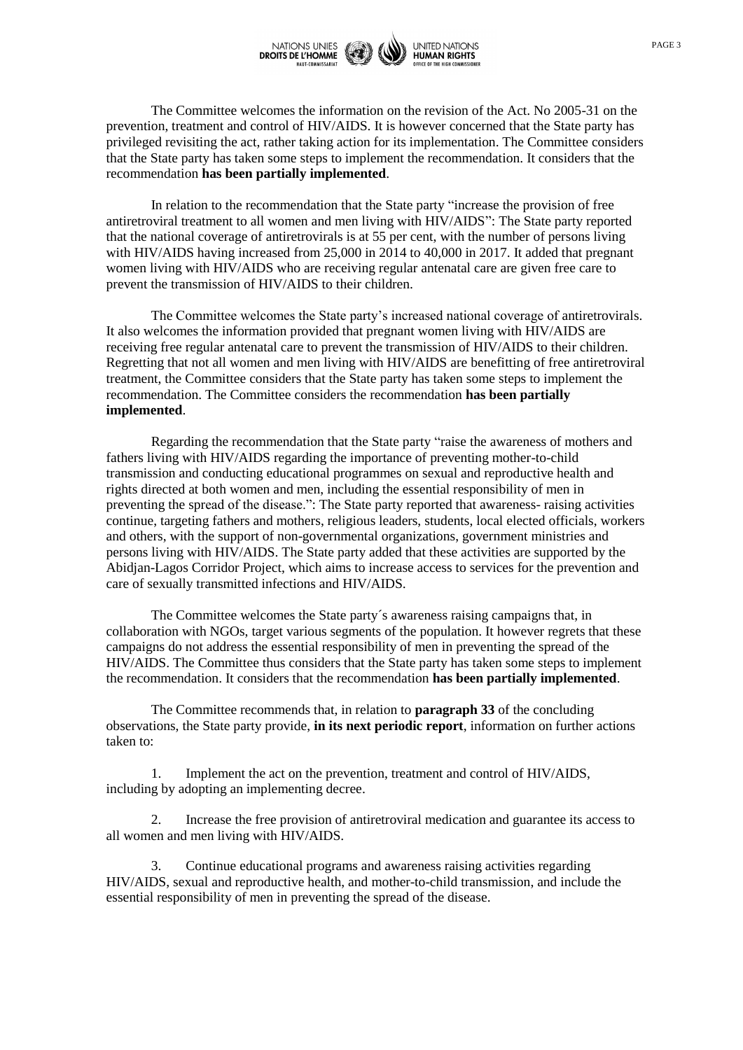The Committee welcomes the information on the revision of the Act. No 2005-31 on the prevention, treatment and control of HIV/AIDS. It is however concerned that the State party has privileged revisiting the act, rather taking action for its implementation. The Committee considers that the State party has taken some steps to implement the recommendation. It considers that the recommendation **has been partially implemented**.

In relation to the recommendation that the State party "increase the provision of free antiretroviral treatment to all women and men living with HIV/AIDS": The State party reported that the national coverage of antiretrovirals is at 55 per cent, with the number of persons living with HIV/AIDS having increased from 25,000 in 2014 to 40,000 in 2017. It added that pregnant women living with HIV/AIDS who are receiving regular antenatal care are given free care to prevent the transmission of HIV/AIDS to their children.

The Committee welcomes the State party's increased national coverage of antiretrovirals. It also welcomes the information provided that pregnant women living with HIV/AIDS are receiving free regular antenatal care to prevent the transmission of HIV/AIDS to their children. Regretting that not all women and men living with HIV/AIDS are benefitting of free antiretroviral treatment, the Committee considers that the State party has taken some steps to implement the recommendation. The Committee considers the recommendation **has been partially implemented**.

Regarding the recommendation that the State party "raise the awareness of mothers and fathers living with HIV/AIDS regarding the importance of preventing mother-to-child transmission and conducting educational programmes on sexual and reproductive health and rights directed at both women and men, including the essential responsibility of men in preventing the spread of the disease.": The State party reported that awareness- raising activities continue, targeting fathers and mothers, religious leaders, students, local elected officials, workers and others, with the support of non-governmental organizations, government ministries and persons living with HIV/AIDS. The State party added that these activities are supported by the Abidjan-Lagos Corridor Project, which aims to increase access to services for the prevention and care of sexually transmitted infections and HIV/AIDS.

The Committee welcomes the State party´s awareness raising campaigns that, in collaboration with NGOs, target various segments of the population. It however regrets that these campaigns do not address the essential responsibility of men in preventing the spread of the HIV/AIDS. The Committee thus considers that the State party has taken some steps to implement the recommendation. It considers that the recommendation **has been partially implemented**.

The Committee recommends that, in relation to **paragraph 33** of the concluding observations, the State party provide, **in its next periodic report**, information on further actions taken to:

1. Implement the act on the prevention, treatment and control of HIV/AIDS, including by adopting an implementing decree.

2. Increase the free provision of antiretroviral medication and guarantee its access to all women and men living with HIV/AIDS.

3. Continue educational programs and awareness raising activities regarding HIV/AIDS, sexual and reproductive health, and mother-to-child transmission, and include the essential responsibility of men in preventing the spread of the disease.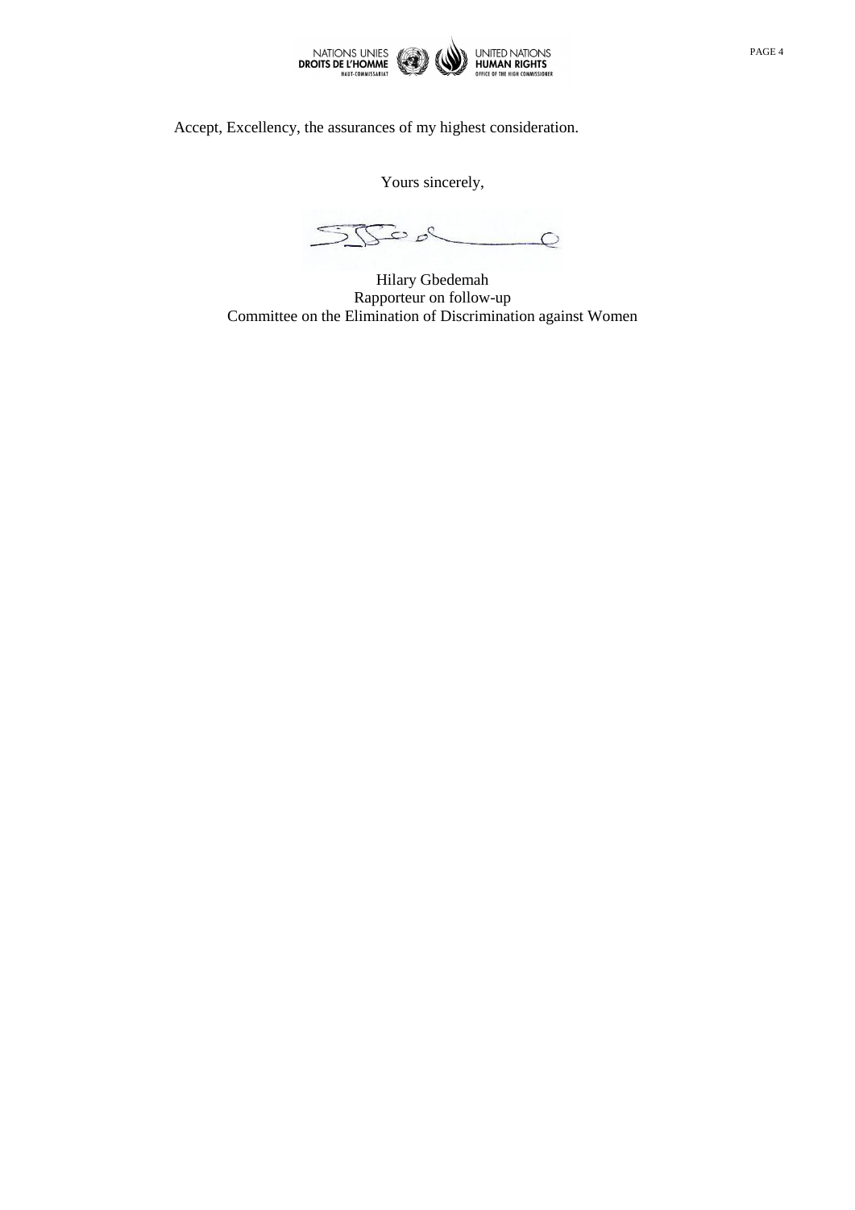Accept, Excellency, the assurances of my highest consideration.

Yours sincerely,

Hilary Gbedemah
Rapporteur on follow-up
Committee on the Elimination of Discrimination against Women